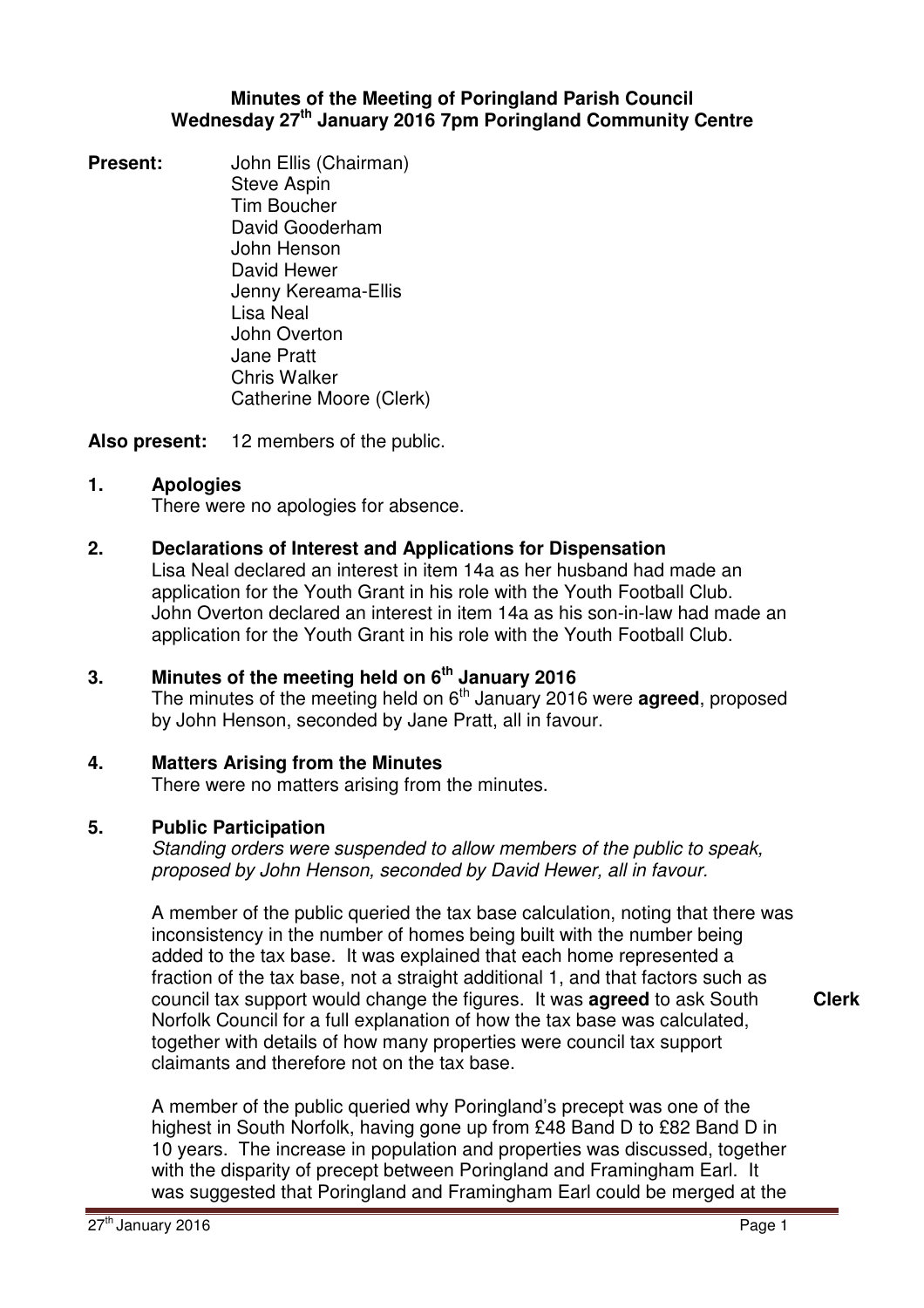**Minutes of the Meeting of Poringland Parish Council**
**Wednesday 27th January 2016 7pm Poringland Community Centre**

**Present:**
John Ellis (Chairman)
Steve Aspin
Tim Boucher
David Gooderham
John Henson
David Hewer
Jenny Kereama-Ellis
Lisa Neal
John Overton
Jane Pratt
Chris Walker
Catherine Moore (Clerk)

**Also present:** 12 members of the public.

**1. Apologies**

There were no apologies for absence.

**2. Declarations of Interest and Applications for Dispensation**

Lisa Neal declared an interest in item 14a as her husband had made an application for the Youth Grant in his role with the Youth Football Club. John Overton declared an interest in item 14a as his son-in-law had made an application for the Youth Grant in his role with the Youth Football Club.

**3. Minutes of the meeting held on 6th January 2016**

The minutes of the meeting held on 6th January 2016 were **agreed**, proposed by John Henson, seconded by Jane Pratt, all in favour.

**4. Matters Arising from the Minutes**

There were no matters arising from the minutes.

**5. Public Participation**

*Standing orders were suspended to allow members of the public to speak, proposed by John Henson, seconded by David Hewer, all in favour.*

A member of the public queried the tax base calculation, noting that there was inconsistency in the number of homes being built with the number being added to the tax base. It was explained that each home represented a fraction of the tax base, not a straight additional 1, and that factors such as council tax support would change the figures. It was **agreed** to ask South Norfolk Council for a full explanation of how the tax base was calculated, together with details of how many properties were council tax support claimants and therefore not on the tax base. **Clerk**

A member of the public queried why Poringland's precept was one of the highest in South Norfolk, having gone up from £48 Band D to £82 Band D in 10 years. The increase in population and properties was discussed, together with the disparity of precept between Poringland and Framingham Earl. It was suggested that Poringland and Framingham Earl could be merged at the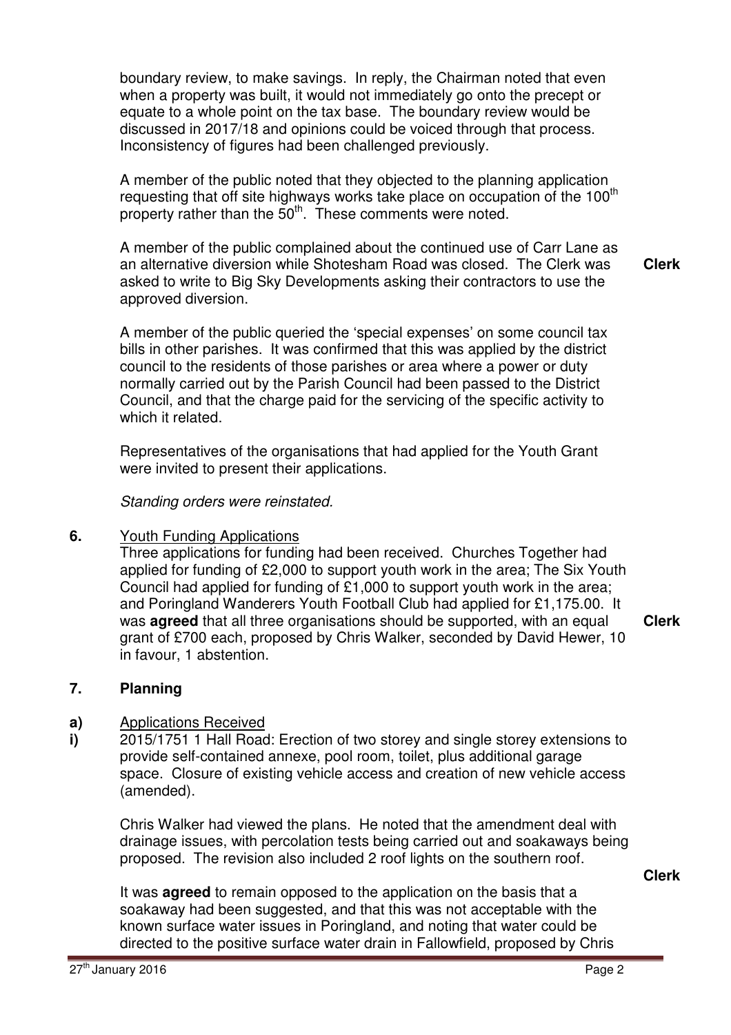boundary review, to make savings. In reply, the Chairman noted that even when a property was built, it would not immediately go onto the precept or equate to a whole point on the tax base. The boundary review would be discussed in 2017/18 and opinions could be voiced through that process. Inconsistency of figures had been challenged previously.

A member of the public noted that they objected to the planning application requesting that off site highways works take place on occupation of the 100th property rather than the 50th. These comments were noted.

A member of the public complained about the continued use of Carr Lane as an alternative diversion while Shotesham Road was closed. The Clerk was asked to write to Big Sky Developments asking their contractors to use the approved diversion. **Clerk**

A member of the public queried the 'special expenses' on some council tax bills in other parishes. It was confirmed that this was applied by the district council to the residents of those parishes or area where a power or duty normally carried out by the Parish Council had been passed to the District Council, and that the charge paid for the servicing of the specific activity to which it related.

Representatives of the organisations that had applied for the Youth Grant were invited to present their applications.

*Standing orders were reinstated.*

**6.** Youth Funding Applications

Three applications for funding had been received. Churches Together had applied for funding of £2,000 to support youth work in the area; The Six Youth Council had applied for funding of £1,000 to support youth work in the area; and Poringland Wanderers Youth Football Club had applied for £1,175.00. It was **agreed** that all three organisations should be supported, with an equal grant of £700 each, proposed by Chris Walker, seconded by David Hewer, 10 in favour, 1 abstention. **Clerk**

## 7. Planning

**a)** Applications Received

**i)** 2015/1751 1 Hall Road: Erection of two storey and single storey extensions to provide self-contained annexe, pool room, toilet, plus additional garage space. Closure of existing vehicle access and creation of new vehicle access (amended).

Chris Walker had viewed the plans. He noted that the amendment deal with drainage issues, with percolation tests being carried out and soakaways being proposed. The revision also included 2 roof lights on the southern roof.

**Clerk**

It was **agreed** to remain opposed to the application on the basis that a soakaway had been suggested, and that this was not acceptable with the known surface water issues in Poringland, and noting that water could be directed to the positive surface water drain in Fallowfield, proposed by Chris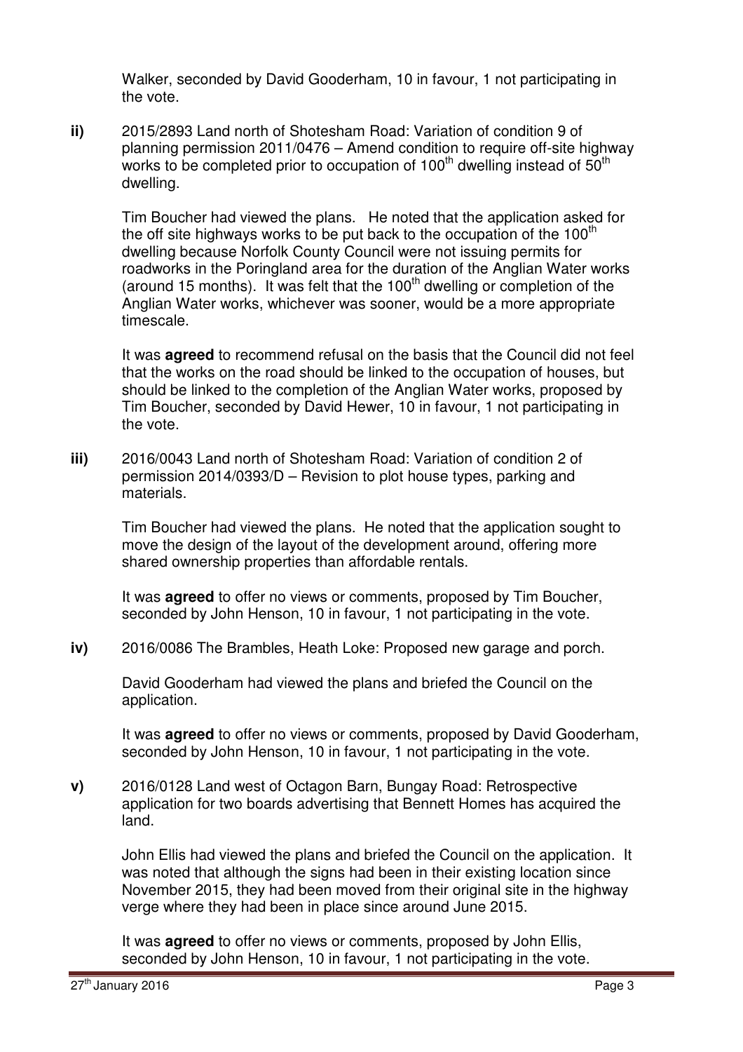Walker, seconded by David Gooderham, 10 in favour, 1 not participating in the vote.

**ii)** 2015/2893 Land north of Shotesham Road: Variation of condition 9 of planning permission 2011/0476 – Amend condition to require off-site highway works to be completed prior to occupation of 100th dwelling instead of 50th dwelling.

Tim Boucher had viewed the plans. He noted that the application asked for the off site highways works to be put back to the occupation of the 100th dwelling because Norfolk County Council were not issuing permits for roadworks in the Poringland area for the duration of the Anglian Water works (around 15 months). It was felt that the 100th dwelling or completion of the Anglian Water works, whichever was sooner, would be a more appropriate timescale.

It was **agreed** to recommend refusal on the basis that the Council did not feel that the works on the road should be linked to the occupation of houses, but should be linked to the completion of the Anglian Water works, proposed by Tim Boucher, seconded by David Hewer, 10 in favour, 1 not participating in the vote.

**iii)** 2016/0043 Land north of Shotesham Road: Variation of condition 2 of permission 2014/0393/D – Revision to plot house types, parking and materials.

Tim Boucher had viewed the plans. He noted that the application sought to move the design of the layout of the development around, offering more shared ownership properties than affordable rentals.

It was **agreed** to offer no views or comments, proposed by Tim Boucher, seconded by John Henson, 10 in favour, 1 not participating in the vote.

**iv)** 2016/0086 The Brambles, Heath Loke: Proposed new garage and porch.

David Gooderham had viewed the plans and briefed the Council on the application.

It was **agreed** to offer no views or comments, proposed by David Gooderham, seconded by John Henson, 10 in favour, 1 not participating in the vote.

**v)** 2016/0128 Land west of Octagon Barn, Bungay Road: Retrospective application for two boards advertising that Bennett Homes has acquired the land.

John Ellis had viewed the plans and briefed the Council on the application. It was noted that although the signs had been in their existing location since November 2015, they had been moved from their original site in the highway verge where they had been in place since around June 2015.

It was **agreed** to offer no views or comments, proposed by John Ellis, seconded by John Henson, 10 in favour, 1 not participating in the vote.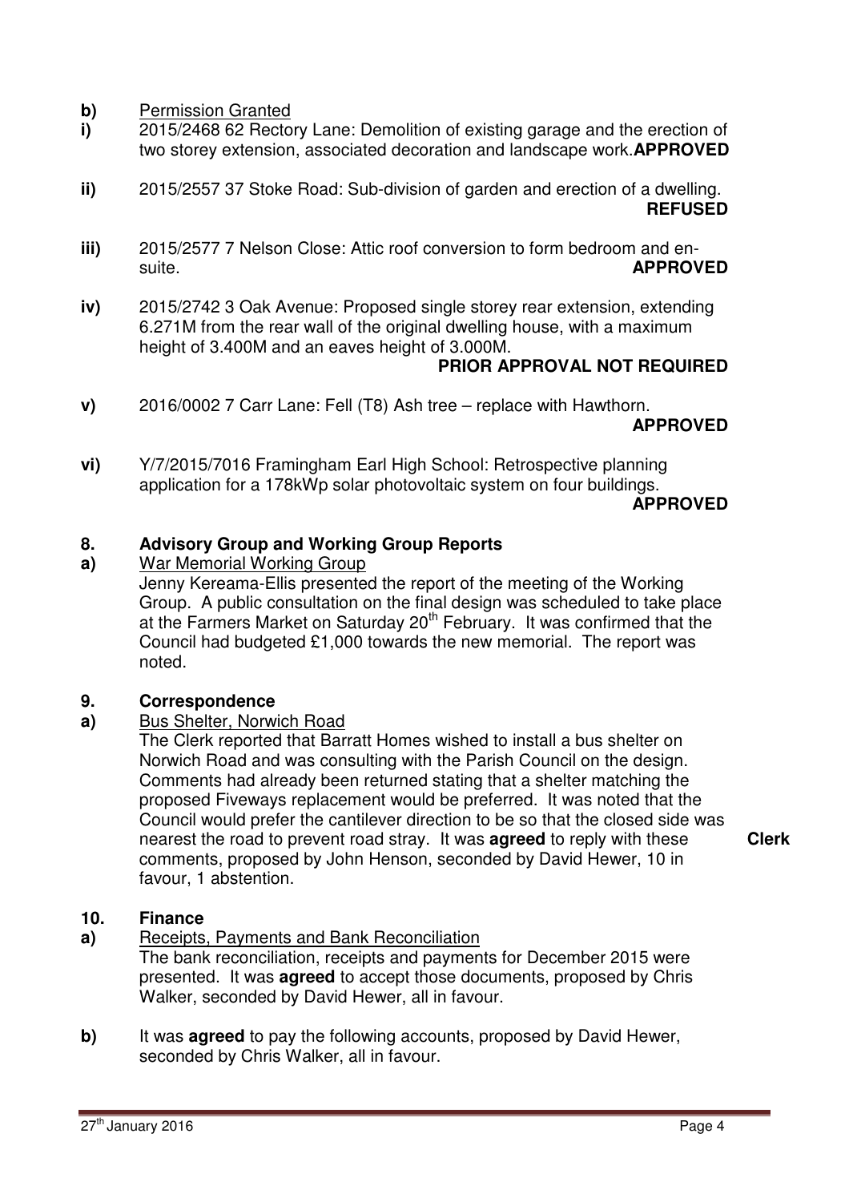**b)** Permission Granted

**i)** 2015/2468 62 Rectory Lane: Demolition of existing garage and the erection of two storey extension, associated decoration and landscape work. **APPROVED**

**ii)** 2015/2557 37 Stoke Road: Sub-division of garden and erection of a dwelling. **REFUSED**

**iii)** 2015/2577 7 Nelson Close: Attic roof conversion to form bedroom and en-suite. **APPROVED**

**iv)** 2015/2742 3 Oak Avenue: Proposed single storey rear extension, extending 6.271M from the rear wall of the original dwelling house, with a maximum height of 3.400M and an eaves height of 3.000M. **PRIOR APPROVAL NOT REQUIRED**

**v)** 2016/0002 7 Carr Lane: Fell (T8) Ash tree – replace with Hawthorn. **APPROVED**

**vi)** Y/7/2015/7016 Framingham Earl High School: Retrospective planning application for a 178kWp solar photovoltaic system on four buildings. **APPROVED**

## 8. Advisory Group and Working Group Reports

**a)** War Memorial Working Group

Jenny Kereama-Ellis presented the report of the meeting of the Working Group. A public consultation on the final design was scheduled to take place at the Farmers Market on Saturday 20th February. It was confirmed that the Council had budgeted £1,000 towards the new memorial. The report was noted.

## 9. Correspondence

**a)** Bus Shelter, Norwich Road

The Clerk reported that Barratt Homes wished to install a bus shelter on Norwich Road and was consulting with the Parish Council on the design. Comments had already been returned stating that a shelter matching the proposed Fiveways replacement would be preferred. It was noted that the Council would prefer the cantilever direction to be so that the closed side was nearest the road to prevent road stray. It was **agreed** to reply with these comments, proposed by John Henson, seconded by David Hewer, 10 in favour, 1 abstention. **Clerk**

## 10. Finance

**a)** Receipts, Payments and Bank Reconciliation

The bank reconciliation, receipts and payments for December 2015 were presented. It was **agreed** to accept those documents, proposed by Chris Walker, seconded by David Hewer, all in favour.

**b)** It was **agreed** to pay the following accounts, proposed by David Hewer, seconded by Chris Walker, all in favour.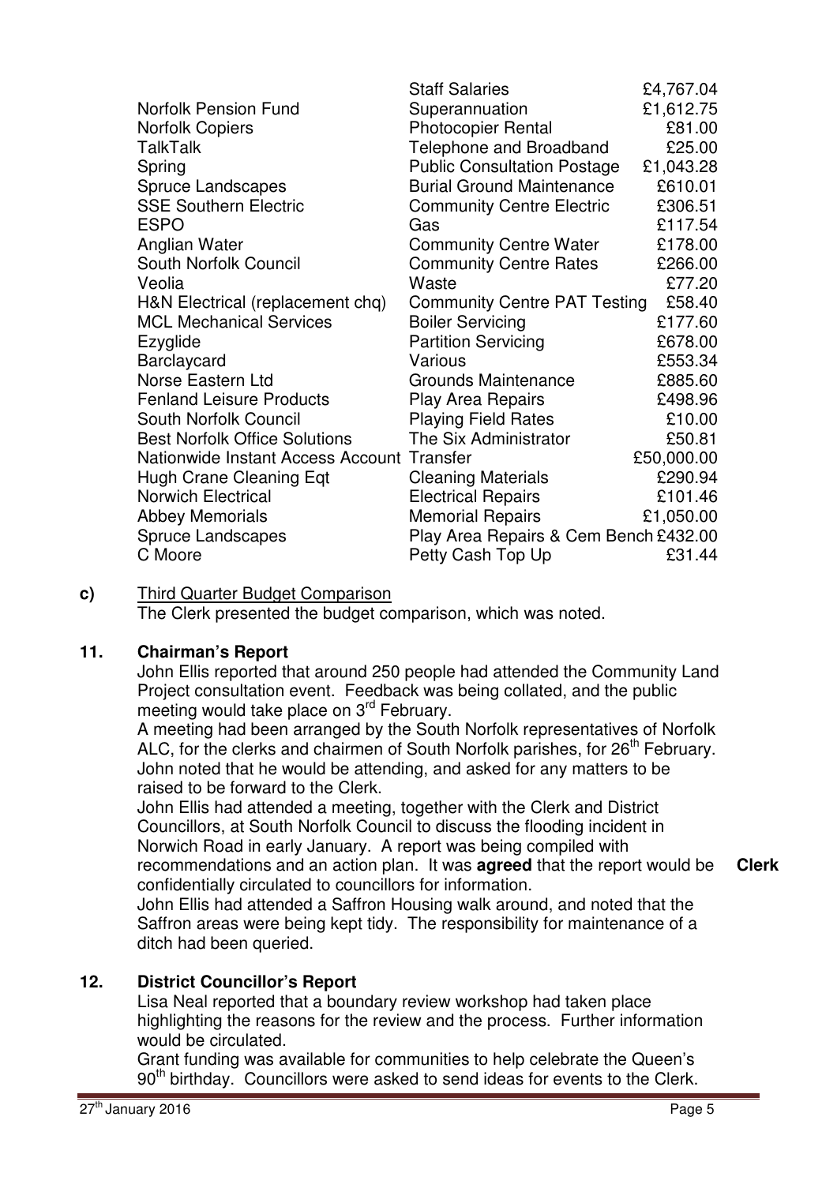| | | |
|---|---|---|
| | Staff Salaries | £4,767.04 |
| Norfolk Pension Fund | Superannuation | £1,612.75 |
| Norfolk Copiers | Photocopier Rental | £81.00 |
| TalkTalk | Telephone and Broadband | £25.00 |
| Spring | Public Consultation Postage | £1,043.28 |
| Spruce Landscapes | Burial Ground Maintenance | £610.01 |
| SSE Southern Electric | Community Centre Electric | £306.51 |
| ESPO | Gas | £117.54 |
| Anglian Water | Community Centre Water | £178.00 |
| South Norfolk Council | Community Centre Rates | £266.00 |
| Veolia | Waste | £77.20 |
| H&N Electrical (replacement chq) | Community Centre PAT Testing | £58.40 |
| MCL Mechanical Services | Boiler Servicing | £177.60 |
| Ezyglide | Partition Servicing | £678.00 |
| Barclaycard | Various | £553.34 |
| Norse Eastern Ltd | Grounds Maintenance | £885.60 |
| Fenland Leisure Products | Play Area Repairs | £498.96 |
| South Norfolk Council | Playing Field Rates | £10.00 |
| Best Norfolk Office Solutions | The Six Administrator | £50.81 |
| Nationwide Instant Access Account | Transfer | £50,000.00 |
| Hugh Crane Cleaning Eqt | Cleaning Materials | £290.94 |
| Norwich Electrical | Electrical Repairs | £101.46 |
| Abbey Memorials | Memorial Repairs | £1,050.00 |
| Spruce Landscapes | Play Area Repairs & Cem Bench | £432.00 |
| C Moore | Petty Cash Top Up | £31.44 |

**c)** Third Quarter Budget Comparison

The Clerk presented the budget comparison, which was noted.

## 11. Chairman's Report

John Ellis reported that around 250 people had attended the Community Land Project consultation event. Feedback was being collated, and the public meeting would take place on 3rd February.

A meeting had been arranged by the South Norfolk representatives of Norfolk ALC, for the clerks and chairmen of South Norfolk parishes, for 26th February. John noted that he would be attending, and asked for any matters to be raised to be forward to the Clerk.

John Ellis had attended a meeting, together with the Clerk and District Councillors, at South Norfolk Council to discuss the flooding incident in Norwich Road in early January. A report was being compiled with recommendations and an action plan. It was **agreed** that the report would be confidentially circulated to councillors for information. **Clerk**

John Ellis had attended a Saffron Housing walk around, and noted that the Saffron areas were being kept tidy. The responsibility for maintenance of a ditch had been queried.

## 12. District Councillor's Report

Lisa Neal reported that a boundary review workshop had taken place highlighting the reasons for the review and the process. Further information would be circulated.

Grant funding was available for communities to help celebrate the Queen's 90th birthday. Councillors were asked to send ideas for events to the Clerk.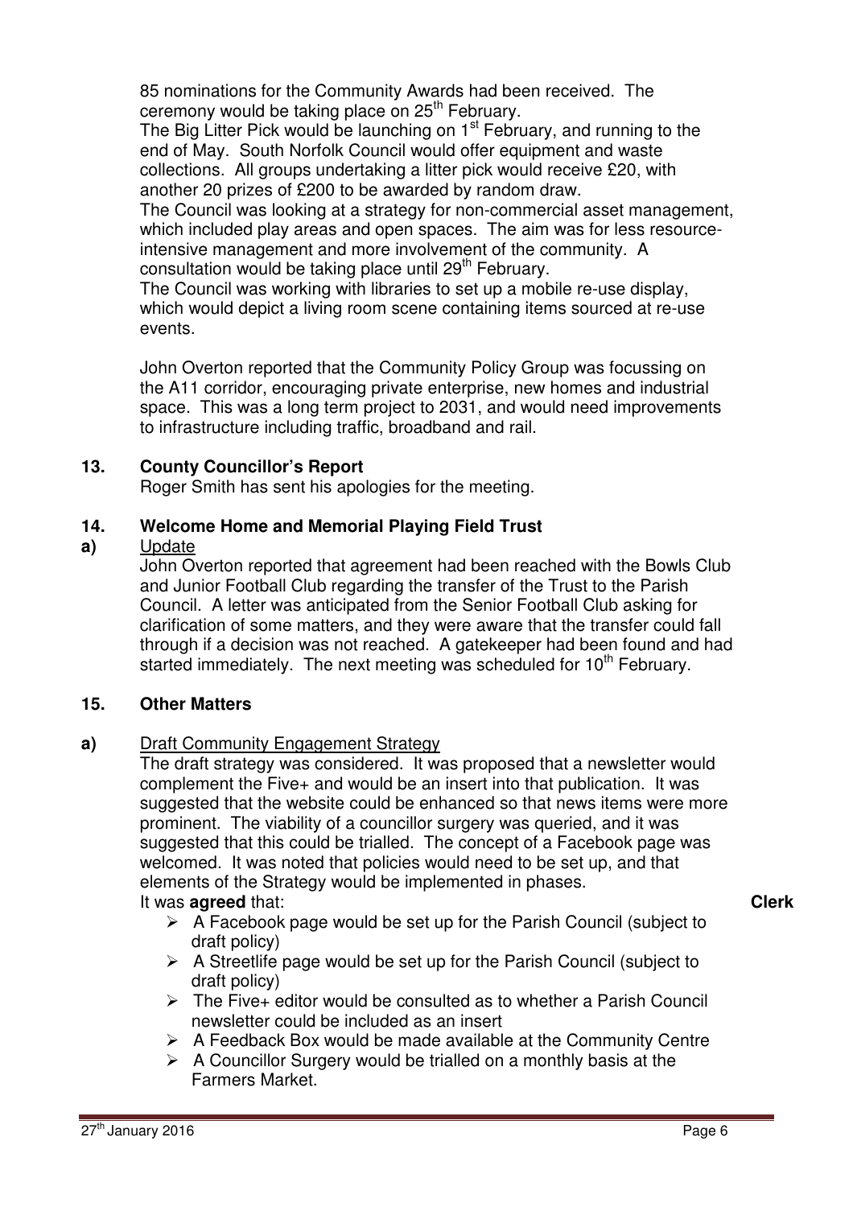85 nominations for the Community Awards had been received. The ceremony would be taking place on 25th February.

The Big Litter Pick would be launching on 1st February, and running to the end of May. South Norfolk Council would offer equipment and waste collections. All groups undertaking a litter pick would receive £20, with another 20 prizes of £200 to be awarded by random draw.

The Council was looking at a strategy for non-commercial asset management, which included play areas and open spaces. The aim was for less resource-intensive management and more involvement of the community. A consultation would be taking place until 29th February.

The Council was working with libraries to set up a mobile re-use display, which would depict a living room scene containing items sourced at re-use events.

John Overton reported that the Community Policy Group was focussing on the A11 corridor, encouraging private enterprise, new homes and industrial space. This was a long term project to 2031, and would need improvements to infrastructure including traffic, broadband and rail.

## 13. County Councillor's Report

Roger Smith has sent his apologies for the meeting.

## 14. Welcome Home and Memorial Playing Field Trust

**a)** Update

John Overton reported that agreement had been reached with the Bowls Club and Junior Football Club regarding the transfer of the Trust to the Parish Council. A letter was anticipated from the Senior Football Club asking for clarification of some matters, and they were aware that the transfer could fall through if a decision was not reached. A gatekeeper had been found and had started immediately. The next meeting was scheduled for 10th February.

## 15. Other Matters

**a)** Draft Community Engagement Strategy

The draft strategy was considered. It was proposed that a newsletter would complement the Five+ and would be an insert into that publication. It was suggested that the website could be enhanced so that news items were more prominent. The viability of a councillor surgery was queried, and it was suggested that this could be trialled. The concept of a Facebook page was welcomed. It was noted that policies would need to be set up, and that elements of the Strategy would be implemented in phases.

It was **agreed** that: **Clerk**

- A Facebook page would be set up for the Parish Council (subject to draft policy)
- A Streetlife page would be set up for the Parish Council (subject to draft policy)
- The Five+ editor would be consulted as to whether a Parish Council newsletter could be included as an insert
- A Feedback Box would be made available at the Community Centre
- A Councillor Surgery would be trialled on a monthly basis at the Farmers Market.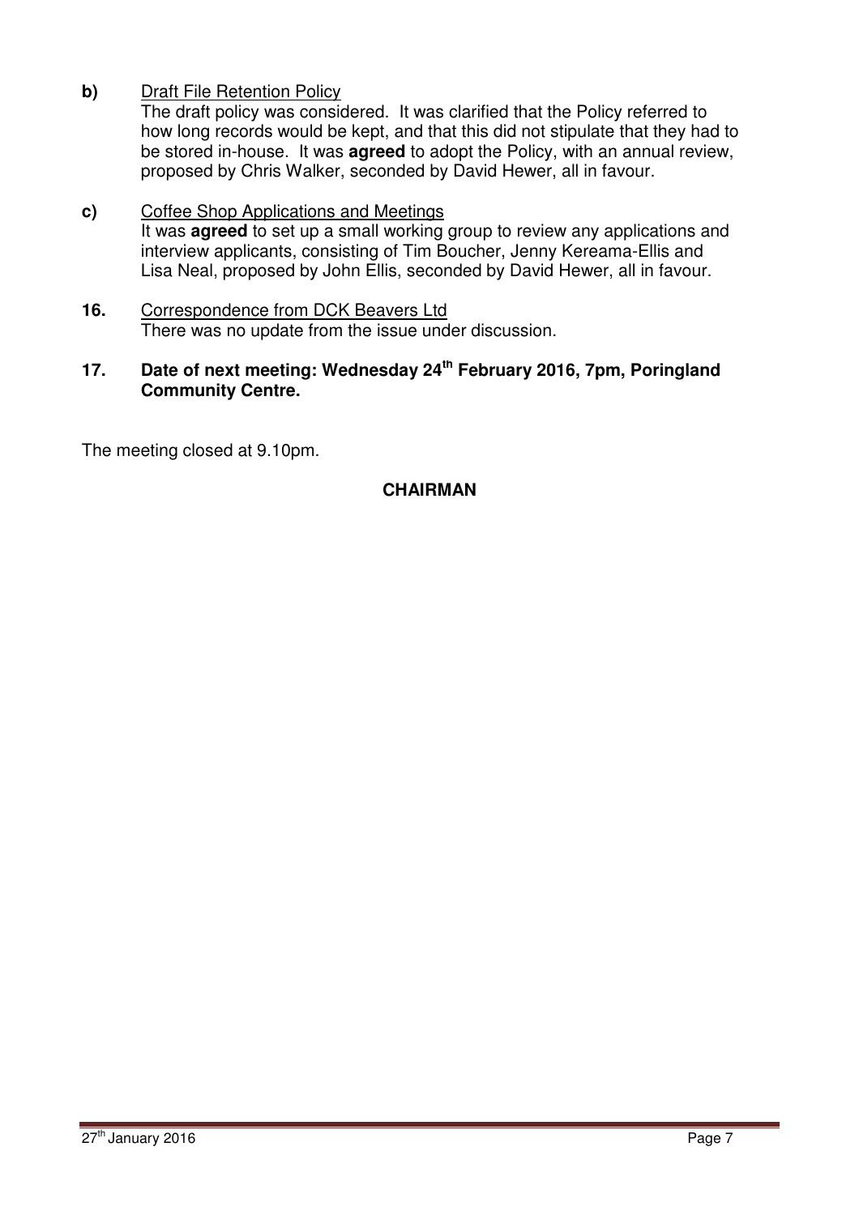**b)** Draft File Retention Policy

The draft policy was considered. It was clarified that the Policy referred to how long records would be kept, and that this did not stipulate that they had to be stored in-house. It was **agreed** to adopt the Policy, with an annual review, proposed by Chris Walker, seconded by David Hewer, all in favour.

**c)** Coffee Shop Applications and Meetings

It was **agreed** to set up a small working group to review any applications and interview applicants, consisting of Tim Boucher, Jenny Kereama-Ellis and Lisa Neal, proposed by John Ellis, seconded by David Hewer, all in favour.

**16.** Correspondence from DCK Beavers Ltd

There was no update from the issue under discussion.

**17. Date of next meeting: Wednesday 24th February 2016, 7pm, Poringland Community Centre.**

The meeting closed at 9.10pm.

**CHAIRMAN**